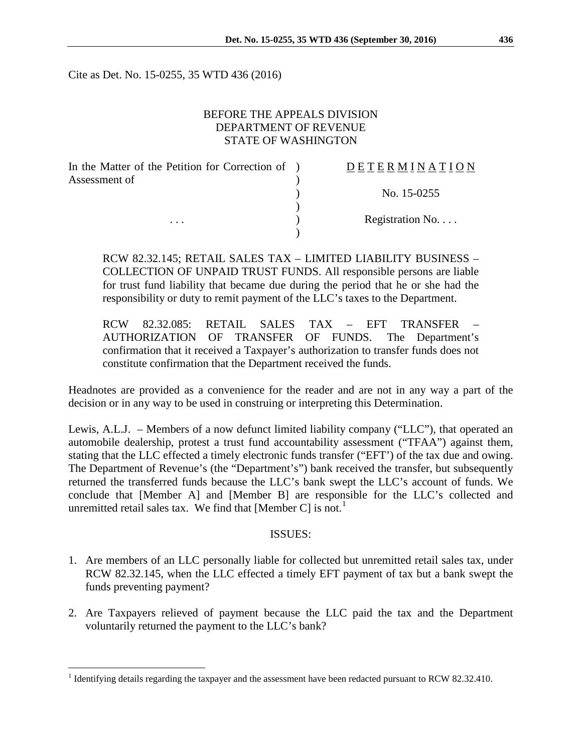Cite as Det. No. 15-0255, 35 WTD 436 (2016)

BEFORE THE APPEALS DIVISION
DEPARTMENT OF REVENUE
STATE OF WASHINGTON

| | | |
|---|---|---|
| In the Matter of the Petition for Correction of Assessment of | ) | D E T E R M I N A T I O N |
| | ) | No. 15-0255 |
| . . . | ) | Registration No. . . . |

RCW 82.32.145; RETAIL SALES TAX – LIMITED LIABILITY BUSINESS – COLLECTION OF UNPAID TRUST FUNDS. All responsible persons are liable for trust fund liability that became due during the period that he or she had the responsibility or duty to remit payment of the LLC's taxes to the Department.

RCW 82.32.085: RETAIL SALES TAX – EFT TRANSFER – AUTHORIZATION OF TRANSFER OF FUNDS. The Department's confirmation that it received a Taxpayer's authorization to transfer funds does not constitute confirmation that the Department received the funds.

Headnotes are provided as a convenience for the reader and are not in any way a part of the decision or in any way to be used in construing or interpreting this Determination.

Lewis, A.L.J. – Members of a now defunct limited liability company ("LLC"), that operated an automobile dealership, protest a trust fund accountability assessment ("TFAA") against them, stating that the LLC effected a timely electronic funds transfer ("EFT') of the tax due and owing. The Department of Revenue's (the "Department's") bank received the transfer, but subsequently returned the transferred funds because the LLC's bank swept the LLC's account of funds. We conclude that [Member A] and [Member B] are responsible for the LLC's collected and unremitted retail sales tax. We find that [Member C] is not.[1]

## ISSUES:

1. Are members of an LLC personally liable for collected but unremitted retail sales tax, under RCW 82.32.145, when the LLC effected a timely EFT payment of tax but a bank swept the funds preventing payment?

2. Are Taxpayers relieved of payment because the LLC paid the tax and the Department voluntarily returned the payment to the LLC's bank?

[1] Identifying details regarding the taxpayer and the assessment have been redacted pursuant to RCW 82.32.410.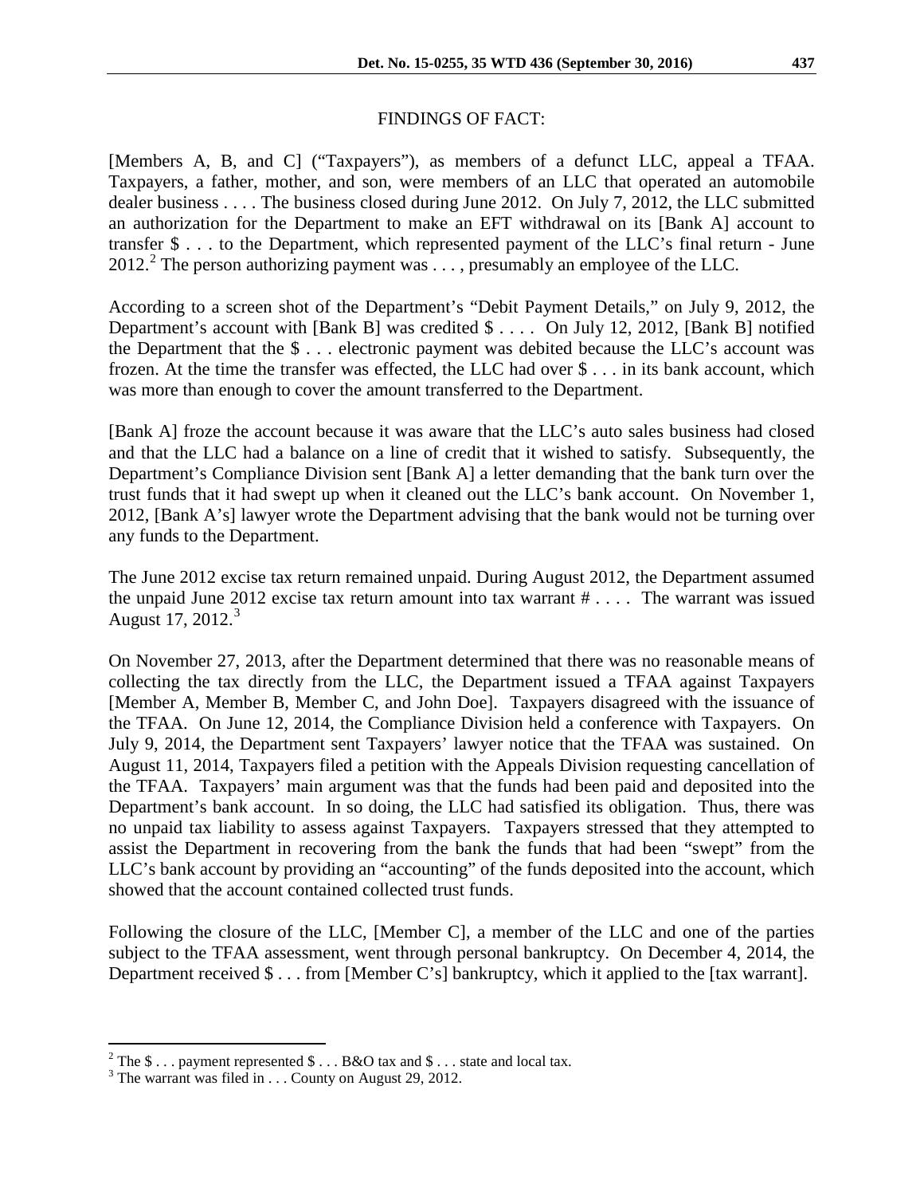## FINDINGS OF FACT:

[Members A, B, and C] ("Taxpayers"), as members of a defunct LLC, appeal a TFAA. Taxpayers, a father, mother, and son, were members of an LLC that operated an automobile dealer business . . . . The business closed during June 2012. On July 7, 2012, the LLC submitted an authorization for the Department to make an EFT withdrawal on its [Bank A] account to transfer $ . . . to the Department, which represented payment of the LLC's final return - June 2012.[2] The person authorizing payment was . . . , presumably an employee of the LLC.

According to a screen shot of the Department's "Debit Payment Details," on July 9, 2012, the Department's account with [Bank B] was credited $ . . . . On July 12, 2012, [Bank B] notified the Department that the $ . . . electronic payment was debited because the LLC's account was frozen. At the time the transfer was effected, the LLC had over $ . . . in its bank account, which was more than enough to cover the amount transferred to the Department.

[Bank A] froze the account because it was aware that the LLC's auto sales business had closed and that the LLC had a balance on a line of credit that it wished to satisfy. Subsequently, the Department's Compliance Division sent [Bank A] a letter demanding that the bank turn over the trust funds that it had swept up when it cleaned out the LLC's bank account. On November 1, 2012, [Bank A's] lawyer wrote the Department advising that the bank would not be turning over any funds to the Department.

The June 2012 excise tax return remained unpaid. During August 2012, the Department assumed the unpaid June 2012 excise tax return amount into tax warrant # . . . . The warrant was issued August 17, 2012.[3]

On November 27, 2013, after the Department determined that there was no reasonable means of collecting the tax directly from the LLC, the Department issued a TFAA against Taxpayers [Member A, Member B, Member C, and John Doe]. Taxpayers disagreed with the issuance of the TFAA. On June 12, 2014, the Compliance Division held a conference with Taxpayers. On July 9, 2014, the Department sent Taxpayers' lawyer notice that the TFAA was sustained. On August 11, 2014, Taxpayers filed a petition with the Appeals Division requesting cancellation of the TFAA. Taxpayers' main argument was that the funds had been paid and deposited into the Department's bank account. In so doing, the LLC had satisfied its obligation. Thus, there was no unpaid tax liability to assess against Taxpayers. Taxpayers stressed that they attempted to assist the Department in recovering from the bank the funds that had been "swept" from the LLC's bank account by providing an "accounting" of the funds deposited into the account, which showed that the account contained collected trust funds.

Following the closure of the LLC, [Member C], a member of the LLC and one of the parties subject to the TFAA assessment, went through personal bankruptcy. On December 4, 2014, the Department received $ . . . from [Member C's] bankruptcy, which it applied to the [tax warrant].

---

[2] The $ . . . payment represented $ . . . B&O tax and $ . . . state and local tax.

[3] The warrant was filed in . . . County on August 29, 2012.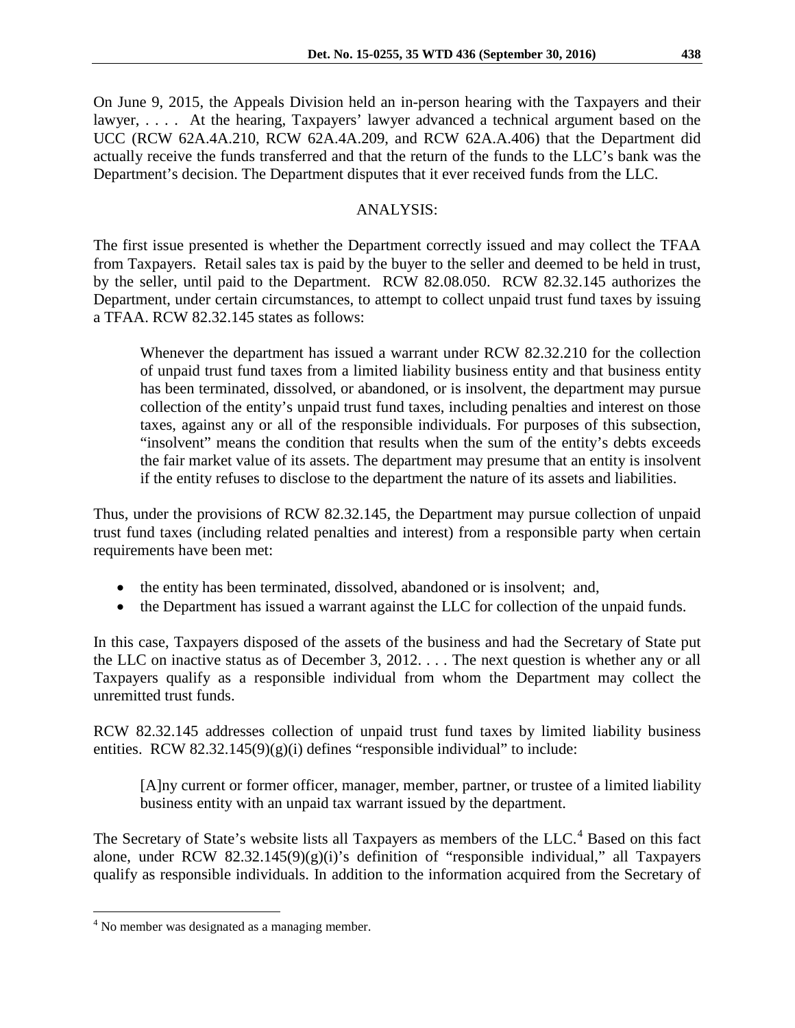On June 9, 2015, the Appeals Division held an in-person hearing with the Taxpayers and their lawyer, . . . . At the hearing, Taxpayers' lawyer advanced a technical argument based on the UCC (RCW 62A.4A.210, RCW 62A.4A.209, and RCW 62A.A.406) that the Department did actually receive the funds transferred and that the return of the funds to the LLC's bank was the Department's decision. The Department disputes that it ever received funds from the LLC.

## ANALYSIS:

The first issue presented is whether the Department correctly issued and may collect the TFAA from Taxpayers. Retail sales tax is paid by the buyer to the seller and deemed to be held in trust, by the seller, until paid to the Department. RCW 82.08.050. RCW 82.32.145 authorizes the Department, under certain circumstances, to attempt to collect unpaid trust fund taxes by issuing a TFAA. RCW 82.32.145 states as follows:

> Whenever the department has issued a warrant under RCW 82.32.210 for the collection of unpaid trust fund taxes from a limited liability business entity and that business entity has been terminated, dissolved, or abandoned, or is insolvent, the department may pursue collection of the entity's unpaid trust fund taxes, including penalties and interest on those taxes, against any or all of the responsible individuals. For purposes of this subsection, "insolvent" means the condition that results when the sum of the entity's debts exceeds the fair market value of its assets. The department may presume that an entity is insolvent if the entity refuses to disclose to the department the nature of its assets and liabilities.

Thus, under the provisions of RCW 82.32.145, the Department may pursue collection of unpaid trust fund taxes (including related penalties and interest) from a responsible party when certain requirements have been met:

- the entity has been terminated, dissolved, abandoned or is insolvent; and,
- the Department has issued a warrant against the LLC for collection of the unpaid funds.

In this case, Taxpayers disposed of the assets of the business and had the Secretary of State put the LLC on inactive status as of December 3, 2012. . . . The next question is whether any or all Taxpayers qualify as a responsible individual from whom the Department may collect the unremitted trust funds.

RCW 82.32.145 addresses collection of unpaid trust fund taxes by limited liability business entities. RCW 82.32.145(9)(g)(i) defines "responsible individual" to include:

> [A]ny current or former officer, manager, member, partner, or trustee of a limited liability business entity with an unpaid tax warrant issued by the department.

The Secretary of State's website lists all Taxpayers as members of the LLC.[4] Based on this fact alone, under RCW 82.32.145(9)(g)(i)'s definition of "responsible individual," all Taxpayers qualify as responsible individuals. In addition to the information acquired from the Secretary of

[4] No member was designated as a managing member.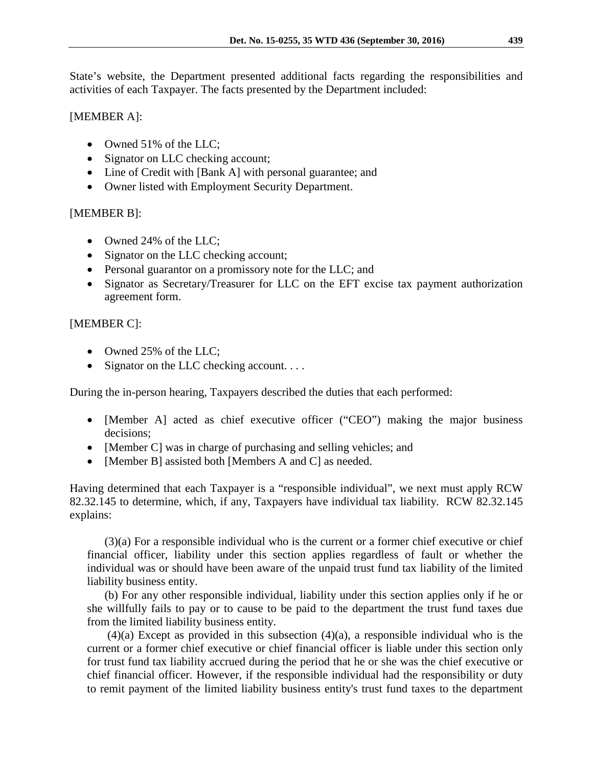State's website, the Department presented additional facts regarding the responsibilities and activities of each Taxpayer. The facts presented by the Department included:

[MEMBER A]:

- Owned 51% of the LLC;
- Signator on LLC checking account;
- Line of Credit with [Bank A] with personal guarantee; and
- Owner listed with Employment Security Department.

[MEMBER B]:

- Owned 24% of the LLC;
- Signator on the LLC checking account;
- Personal guarantor on a promissory note for the LLC; and
- Signator as Secretary/Treasurer for LLC on the EFT excise tax payment authorization agreement form.

[MEMBER C]:

- Owned 25% of the LLC;
- Signator on the LLC checking account. . . .

During the in-person hearing, Taxpayers described the duties that each performed:

- [Member A] acted as chief executive officer ("CEO") making the major business decisions;
- [Member C] was in charge of purchasing and selling vehicles; and
- [Member B] assisted both [Members A and C] as needed.

Having determined that each Taxpayer is a "responsible individual", we next must apply RCW 82.32.145 to determine, which, if any, Taxpayers have individual tax liability. RCW 82.32.145 explains:

> (3)(a) For a responsible individual who is the current or a former chief executive or chief financial officer, liability under this section applies regardless of fault or whether the individual was or should have been aware of the unpaid trust fund tax liability of the limited liability business entity.
>
> (b) For any other responsible individual, liability under this section applies only if he or she willfully fails to pay or to cause to be paid to the department the trust fund taxes due from the limited liability business entity.
>
> (4)(a) Except as provided in this subsection (4)(a), a responsible individual who is the current or a former chief executive or chief financial officer is liable under this section only for trust fund tax liability accrued during the period that he or she was the chief executive or chief financial officer. However, if the responsible individual had the responsibility or duty to remit payment of the limited liability business entity's trust fund taxes to the department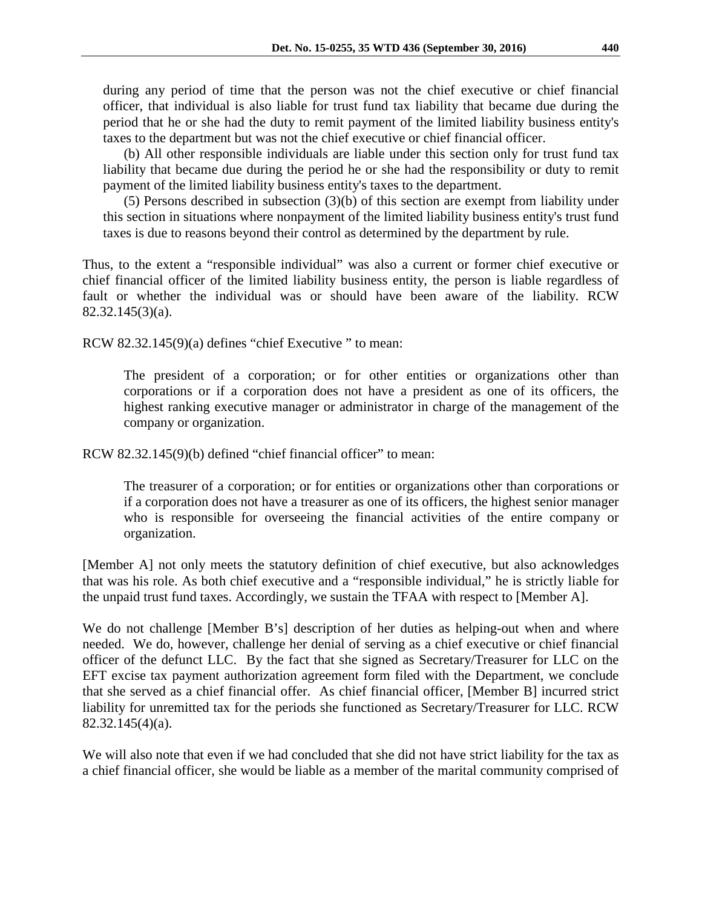during any period of time that the person was not the chief executive or chief financial officer, that individual is also liable for trust fund tax liability that became due during the period that he or she had the duty to remit payment of the limited liability business entity's taxes to the department but was not the chief executive or chief financial officer.

> (b) All other responsible individuals are liable under this section only for trust fund tax liability that became due during the period he or she had the responsibility or duty to remit payment of the limited liability business entity's taxes to the department.
>
> (5) Persons described in subsection (3)(b) of this section are exempt from liability under this section in situations where nonpayment of the limited liability business entity's trust fund taxes is due to reasons beyond their control as determined by the department by rule.

Thus, to the extent a "responsible individual" was also a current or former chief executive or chief financial officer of the limited liability business entity, the person is liable regardless of fault or whether the individual was or should have been aware of the liability. RCW 82.32.145(3)(a).

RCW 82.32.145(9)(a) defines "chief Executive " to mean:

> The president of a corporation; or for other entities or organizations other than corporations or if a corporation does not have a president as one of its officers, the highest ranking executive manager or administrator in charge of the management of the company or organization.

RCW 82.32.145(9)(b) defined "chief financial officer" to mean:

> The treasurer of a corporation; or for entities or organizations other than corporations or if a corporation does not have a treasurer as one of its officers, the highest senior manager who is responsible for overseeing the financial activities of the entire company or organization.

[Member A] not only meets the statutory definition of chief executive, but also acknowledges that was his role. As both chief executive and a "responsible individual," he is strictly liable for the unpaid trust fund taxes. Accordingly, we sustain the TFAA with respect to [Member A].

We do not challenge [Member B's] description of her duties as helping-out when and where needed. We do, however, challenge her denial of serving as a chief executive or chief financial officer of the defunct LLC. By the fact that she signed as Secretary/Treasurer for LLC on the EFT excise tax payment authorization agreement form filed with the Department, we conclude that she served as a chief financial offer. As chief financial officer, [Member B] incurred strict liability for unremitted tax for the periods she functioned as Secretary/Treasurer for LLC. RCW 82.32.145(4)(a).

We will also note that even if we had concluded that she did not have strict liability for the tax as a chief financial officer, she would be liable as a member of the marital community comprised of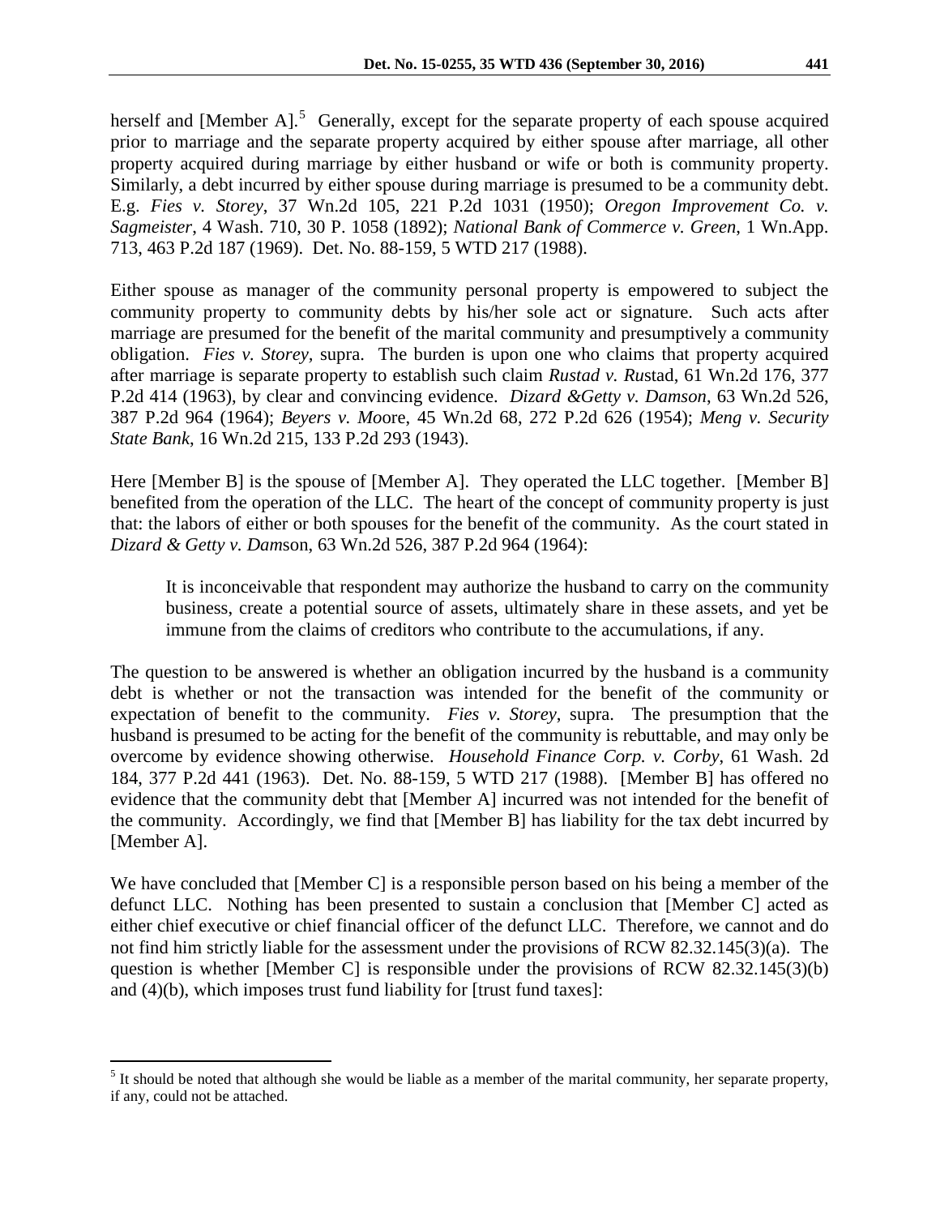herself and [Member A].[5] Generally, except for the separate property of each spouse acquired prior to marriage and the separate property acquired by either spouse after marriage, all other property acquired during marriage by either husband or wife or both is community property. Similarly, a debt incurred by either spouse during marriage is presumed to be a community debt. E.g. *Fies v. Storey*, 37 Wn.2d 105, 221 P.2d 1031 (1950); *Oregon Improvement Co. v. Sagmeister*, 4 Wash. 710, 30 P. 1058 (1892); *National Bank of Commerce v. Green*, 1 Wn.App. 713, 463 P.2d 187 (1969). Det. No. 88-159, 5 WTD 217 (1988).

Either spouse as manager of the community personal property is empowered to subject the community property to community debts by his/her sole act or signature. Such acts after marriage are presumed for the benefit of the marital community and presumptively a community obligation. *Fies v. Storey,* supra. The burden is upon one who claims that property acquired after marriage is separate property to establish such claim *Rustad v. Rustad*, 61 Wn.2d 176, 377 P.2d 414 (1963), by clear and convincing evidence. *Dizard &Getty v. Damson*, 63 Wn.2d 526, 387 P.2d 964 (1964); *Beyers v. Moore*, 45 Wn.2d 68, 272 P.2d 626 (1954); *Meng v. Security State Bank*, 16 Wn.2d 215, 133 P.2d 293 (1943).

Here [Member B] is the spouse of [Member A]. They operated the LLC together. [Member B] benefited from the operation of the LLC. The heart of the concept of community property is just that: the labors of either or both spouses for the benefit of the community. As the court stated in *Dizard & Getty v. Damson*, 63 Wn.2d 526, 387 P.2d 964 (1964):

> It is inconceivable that respondent may authorize the husband to carry on the community business, create a potential source of assets, ultimately share in these assets, and yet be immune from the claims of creditors who contribute to the accumulations, if any.

The question to be answered is whether an obligation incurred by the husband is a community debt is whether or not the transaction was intended for the benefit of the community or expectation of benefit to the community. *Fies v. Storey*, supra. The presumption that the husband is presumed to be acting for the benefit of the community is rebuttable, and may only be overcome by evidence showing otherwise. *Household Finance Corp. v. Corby*, 61 Wash. 2d 184, 377 P.2d 441 (1963). Det. No. 88-159, 5 WTD 217 (1988). [Member B] has offered no evidence that the community debt that [Member A] incurred was not intended for the benefit of the community. Accordingly, we find that [Member B] has liability for the tax debt incurred by [Member A].

We have concluded that [Member C] is a responsible person based on his being a member of the defunct LLC. Nothing has been presented to sustain a conclusion that [Member C] acted as either chief executive or chief financial officer of the defunct LLC. Therefore, we cannot and do not find him strictly liable for the assessment under the provisions of RCW 82.32.145(3)(a). The question is whether [Member C] is responsible under the provisions of RCW 82.32.145(3)(b) and (4)(b), which imposes trust fund liability for [trust fund taxes]:

---

[5] It should be noted that although she would be liable as a member of the marital community, her separate property, if any, could not be attached.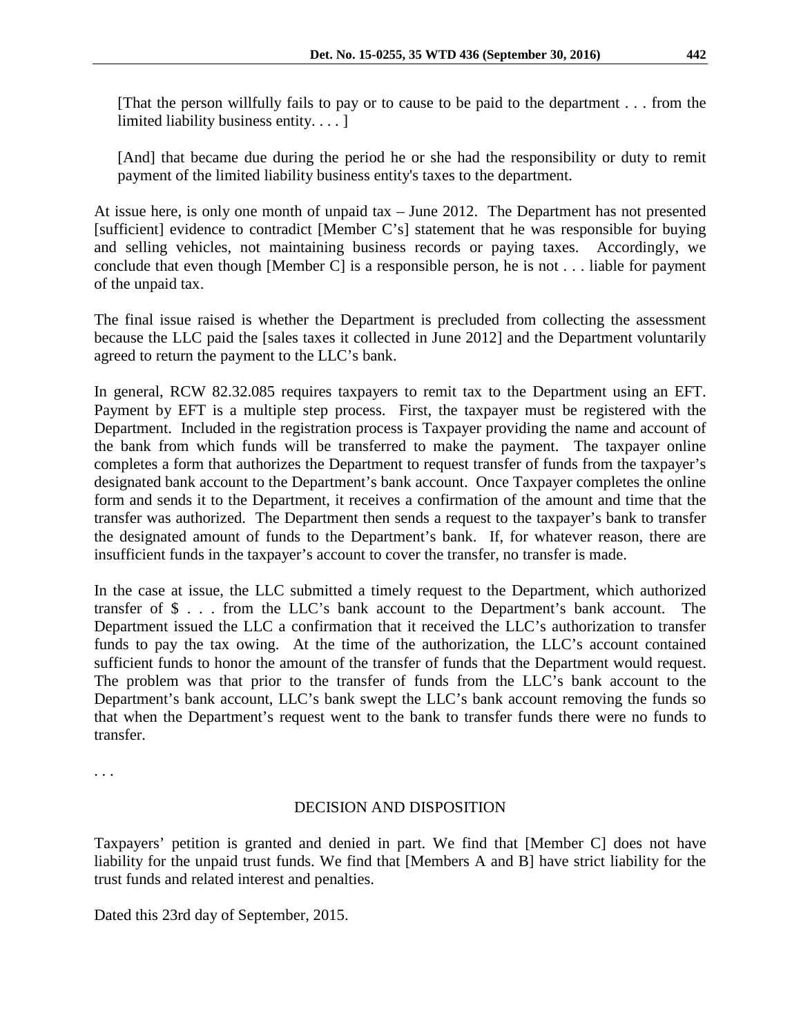[That the person willfully fails to pay or to cause to be paid to the department . . . from the limited liability business entity. . . . ]

[And] that became due during the period he or she had the responsibility or duty to remit payment of the limited liability business entity's taxes to the department.

At issue here, is only one month of unpaid tax – June 2012. The Department has not presented [sufficient] evidence to contradict [Member C's] statement that he was responsible for buying and selling vehicles, not maintaining business records or paying taxes. Accordingly, we conclude that even though [Member C] is a responsible person, he is not . . . liable for payment of the unpaid tax.

The final issue raised is whether the Department is precluded from collecting the assessment because the LLC paid the [sales taxes it collected in June 2012] and the Department voluntarily agreed to return the payment to the LLC's bank.

In general, RCW 82.32.085 requires taxpayers to remit tax to the Department using an EFT. Payment by EFT is a multiple step process. First, the taxpayer must be registered with the Department. Included in the registration process is Taxpayer providing the name and account of the bank from which funds will be transferred to make the payment. The taxpayer online completes a form that authorizes the Department to request transfer of funds from the taxpayer's designated bank account to the Department's bank account. Once Taxpayer completes the online form and sends it to the Department, it receives a confirmation of the amount and time that the transfer was authorized. The Department then sends a request to the taxpayer's bank to transfer the designated amount of funds to the Department's bank. If, for whatever reason, there are insufficient funds in the taxpayer's account to cover the transfer, no transfer is made.

In the case at issue, the LLC submitted a timely request to the Department, which authorized transfer of $ . . . from the LLC's bank account to the Department's bank account. The Department issued the LLC a confirmation that it received the LLC's authorization to transfer funds to pay the tax owing. At the time of the authorization, the LLC's account contained sufficient funds to honor the amount of the transfer of funds that the Department would request. The problem was that prior to the transfer of funds from the LLC's bank account to the Department's bank account, LLC's bank swept the LLC's bank account removing the funds so that when the Department's request went to the bank to transfer funds there were no funds to transfer.

. . .

## DECISION AND DISPOSITION

Taxpayers' petition is granted and denied in part. We find that [Member C] does not have liability for the unpaid trust funds. We find that [Members A and B] have strict liability for the trust funds and related interest and penalties.

Dated this 23rd day of September, 2015.